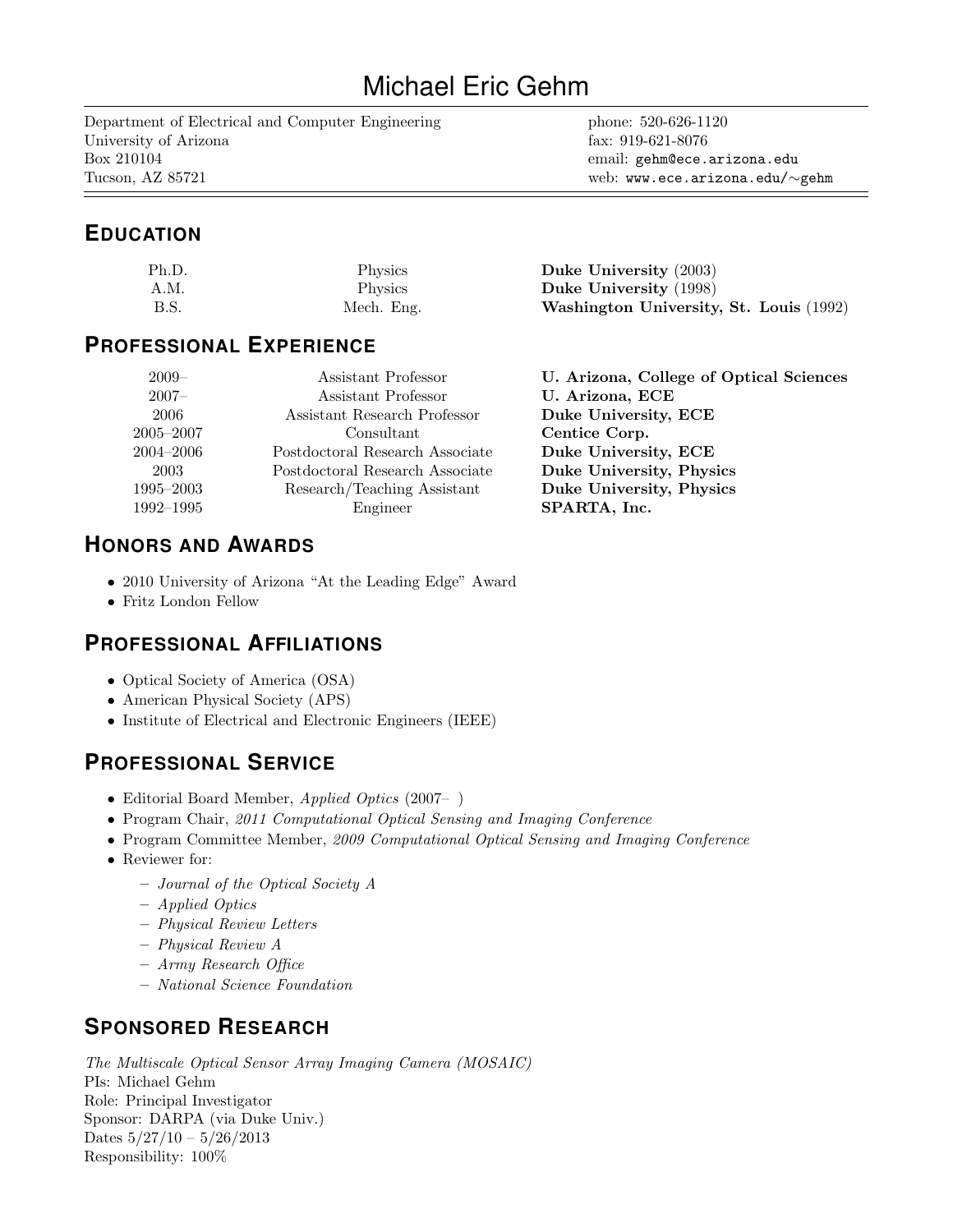# Michael Eric Gehm

Department of Electrical and Computer Engineering
University of Arizona
Box 210104
Tucson, AZ 85721

phone: 520-626-1120
fax: 919-621-8076
email: gehm@ece.arizona.edu
web: www.ece.arizona.edu/∼gehm

## Education

| | | |
|---|---|---|
| Ph.D. | Physics | **Duke University** (2003) |
| A.M. | Physics | **Duke University** (1998) |
| B.S. | Mech. Eng. | **Washington University, St. Louis** (1992) |

## Professional Experience

| | | |
|---|---|---|
| 2009– | Assistant Professor | **U. Arizona, College of Optical Sciences** |
| 2007– | Assistant Professor | **U. Arizona, ECE** |
| 2006 | Assistant Research Professor | **Duke University, ECE** |
| 2005–2007 | Consultant | **Centice Corp.** |
| 2004–2006 | Postdoctoral Research Associate | **Duke University, ECE** |
| 2003 | Postdoctoral Research Associate | **Duke University, Physics** |
| 1995–2003 | Research/Teaching Assistant | **Duke University, Physics** |
| 1992–1995 | Engineer | **SPARTA, Inc.** |

## Honors and Awards

- 2010 University of Arizona "At the Leading Edge" Award
- Fritz London Fellow

## Professional Affiliations

- Optical Society of America (OSA)
- American Physical Society (APS)
- Institute of Electrical and Electronic Engineers (IEEE)

## Professional Service

- Editorial Board Member, *Applied Optics* (2007– )
- Program Chair, *2011 Computational Optical Sensing and Imaging Conference*
- Program Committee Member, *2009 Computational Optical Sensing and Imaging Conference*
- Reviewer for:
  - *Journal of the Optical Society A*
  - *Applied Optics*
  - *Physical Review Letters*
  - *Physical Review A*
  - *Army Research Office*
  - *National Science Foundation*

## Sponsored Research

*The Multiscale Optical Sensor Array Imaging Camera (MOSAIC)*
PIs: Michael Gehm
Role: Principal Investigator
Sponsor: DARPA (via Duke Univ.)
Dates 5/27/10 – 5/26/2013
Responsibility: 100%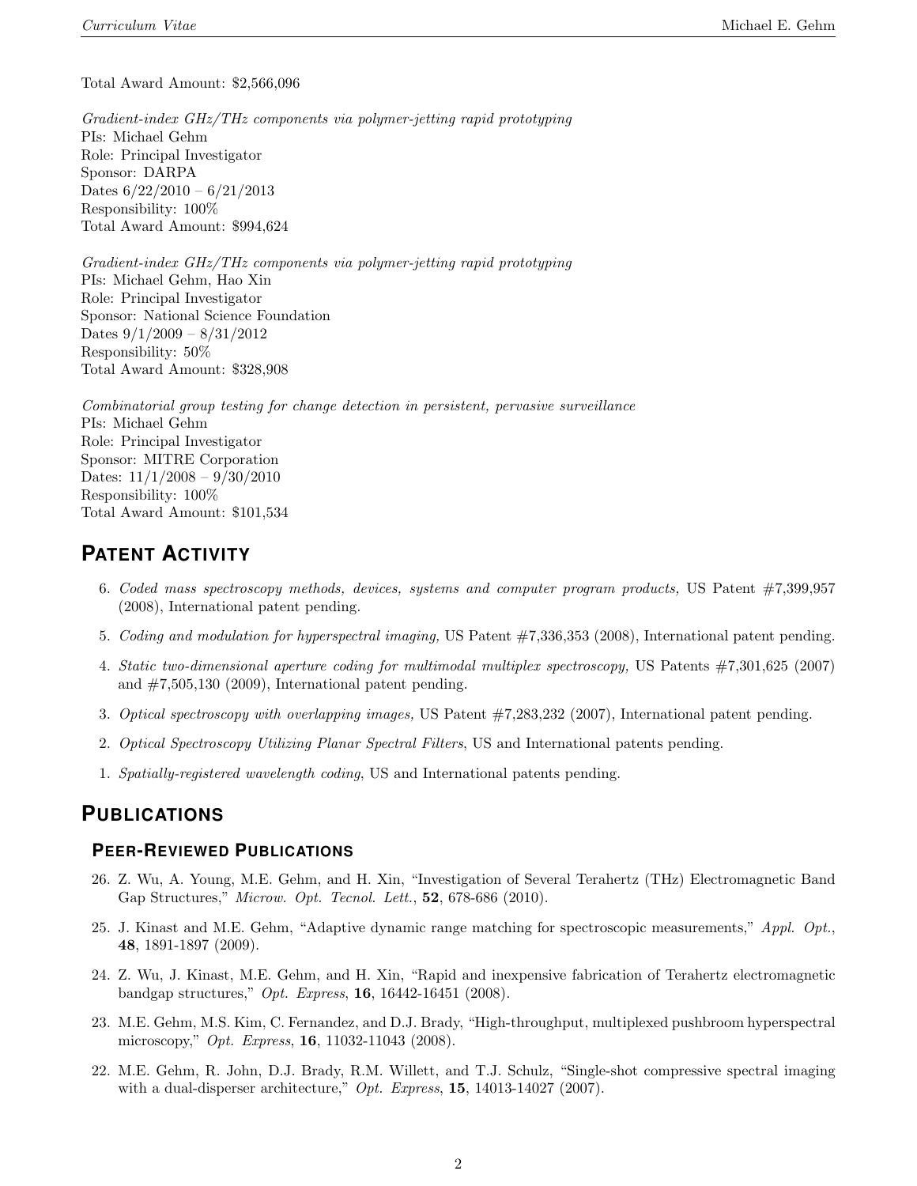Total Award Amount: $2,566,096

*Gradient-index GHz/THz components via polymer-jetting rapid prototyping*
PIs: Michael Gehm
Role: Principal Investigator
Sponsor: DARPA
Dates 6/22/2010 – 6/21/2013
Responsibility: 100%
Total Award Amount: $994,624

*Gradient-index GHz/THz components via polymer-jetting rapid prototyping*
PIs: Michael Gehm, Hao Xin
Role: Principal Investigator
Sponsor: National Science Foundation
Dates 9/1/2009 – 8/31/2012
Responsibility: 50%
Total Award Amount: $328,908

*Combinatorial group testing for change detection in persistent, pervasive surveillance*
PIs: Michael Gehm
Role: Principal Investigator
Sponsor: MITRE Corporation
Dates: 11/1/2008 – 9/30/2010
Responsibility: 100%
Total Award Amount: $101,534

## Patent Activity

6. *Coded mass spectroscopy methods, devices, systems and computer program products,* US Patent #7,399,957 (2008), International patent pending.
5. *Coding and modulation for hyperspectral imaging,* US Patent #7,336,353 (2008), International patent pending.
4. *Static two-dimensional aperture coding for multimodal multiplex spectroscopy,* US Patents #7,301,625 (2007) and #7,505,130 (2009), International patent pending.
3. *Optical spectroscopy with overlapping images,* US Patent #7,283,232 (2007), International patent pending.
2. *Optical Spectroscopy Utilizing Planar Spectral Filters*, US and International patents pending.
1. *Spatially-registered wavelength coding*, US and International patents pending.

## Publications

### Peer-Reviewed Publications

26. Z. Wu, A. Young, M.E. Gehm, and H. Xin, "Investigation of Several Terahertz (THz) Electromagnetic Band Gap Structures," *Microw. Opt. Tecnol. Lett.*, **52**, 678-686 (2010).
25. J. Kinast and M.E. Gehm, "Adaptive dynamic range matching for spectroscopic measurements," *Appl. Opt.*, **48**, 1891-1897 (2009).
24. Z. Wu, J. Kinast, M.E. Gehm, and H. Xin, "Rapid and inexpensive fabrication of Terahertz electromagnetic bandgap structures," *Opt. Express*, **16**, 16442-16451 (2008).
23. M.E. Gehm, M.S. Kim, C. Fernandez, and D.J. Brady, "High-throughput, multiplexed pushbroom hyperspectral microscopy," *Opt. Express*, **16**, 11032-11043 (2008).
22. M.E. Gehm, R. John, D.J. Brady, R.M. Willett, and T.J. Schulz, "Single-shot compressive spectral imaging with a dual-disperser architecture," *Opt. Express*, **15**, 14013-14027 (2007).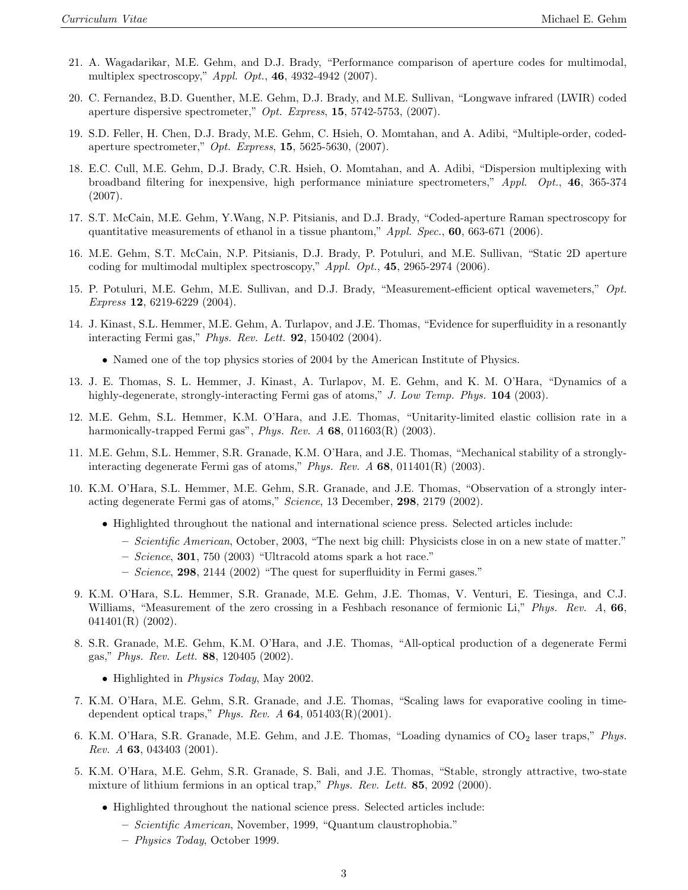21. A. Wagadarikar, M.E. Gehm, and D.J. Brady, "Performance comparison of aperture codes for multimodal, multiplex spectroscopy," *Appl. Opt.*, **46**, 4932-4942 (2007).

20. C. Fernandez, B.D. Guenther, M.E. Gehm, D.J. Brady, and M.E. Sullivan, "Longwave infrared (LWIR) coded aperture dispersive spectrometer," *Opt. Express*, **15**, 5742-5753, (2007).

19. S.D. Feller, H. Chen, D.J. Brady, M.E. Gehm, C. Hsieh, O. Momtahan, and A. Adibi, "Multiple-order, coded-aperture spectrometer," *Opt. Express*, **15**, 5625-5630, (2007).

18. E.C. Cull, M.E. Gehm, D.J. Brady, C.R. Hsieh, O. Momtahan, and A. Adibi, "Dispersion multiplexing with broadband filtering for inexpensive, high performance miniature spectrometers," *Appl. Opt.*, **46**, 365-374 (2007).

17. S.T. McCain, M.E. Gehm, Y.Wang, N.P. Pitsianis, and D.J. Brady, "Coded-aperture Raman spectroscopy for quantitative measurements of ethanol in a tissue phantom," *Appl. Spec.*, **60**, 663-671 (2006).

16. M.E. Gehm, S.T. McCain, N.P. Pitsianis, D.J. Brady, P. Potuluri, and M.E. Sullivan, "Static 2D aperture coding for multimodal multiplex spectroscopy," *Appl. Opt.*, **45**, 2965-2974 (2006).

15. P. Potuluri, M.E. Gehm, M.E. Sullivan, and D.J. Brady, "Measurement-efficient optical wavemeters," *Opt. Express* **12**, 6219-6229 (2004).

14. J. Kinast, S.L. Hemmer, M.E. Gehm, A. Turlapov, and J.E. Thomas, "Evidence for superfluidity in a resonantly interacting Fermi gas," *Phys. Rev. Lett.* **92**, 150402 (2004).
    - Named one of the top physics stories of 2004 by the American Institute of Physics.

13. J. E. Thomas, S. L. Hemmer, J. Kinast, A. Turlapov, M. E. Gehm, and K. M. O'Hara, "Dynamics of a highly-degenerate, strongly-interacting Fermi gas of atoms," *J. Low Temp. Phys.* **104** (2003).

12. M.E. Gehm, S.L. Hemmer, K.M. O'Hara, and J.E. Thomas, "Unitarity-limited elastic collision rate in a harmonically-trapped Fermi gas", *Phys. Rev. A* **68**, 011603(R) (2003).

11. M.E. Gehm, S.L. Hemmer, S.R. Granade, K.M. O'Hara, and J.E. Thomas, "Mechanical stability of a strongly-interacting degenerate Fermi gas of atoms," *Phys. Rev. A* **68**, 011401(R) (2003).

10. K.M. O'Hara, S.L. Hemmer, M.E. Gehm, S.R. Granade, and J.E. Thomas, "Observation of a strongly interacting degenerate Fermi gas of atoms," *Science*, 13 December, **298**, 2179 (2002).
    - Highlighted throughout the national and international science press. Selected articles include:
      - *Scientific American*, October, 2003, "The next big chill: Physicists close in on a new state of matter."
      - *Science*, **301**, 750 (2003) "Ultracold atoms spark a hot race."
      - *Science*, **298**, 2144 (2002) "The quest for superfluidity in Fermi gases."

9. K.M. O'Hara, S.L. Hemmer, S.R. Granade, M.E. Gehm, J.E. Thomas, V. Venturi, E. Tiesinga, and C.J. Williams, "Measurement of the zero crossing in a Feshbach resonance of fermionic Li," *Phys. Rev. A*, **66**, 041401(R) (2002).

8. S.R. Granade, M.E. Gehm, K.M. O'Hara, and J.E. Thomas, "All-optical production of a degenerate Fermi gas," *Phys. Rev. Lett.* **88**, 120405 (2002).
    - Highlighted in *Physics Today*, May 2002.

7. K.M. O'Hara, M.E. Gehm, S.R. Granade, and J.E. Thomas, "Scaling laws for evaporative cooling in time-dependent optical traps," *Phys. Rev. A* **64**, 051403(R)(2001).

6. K.M. O'Hara, S.R. Granade, M.E. Gehm, and J.E. Thomas, "Loading dynamics of $CO_2$ laser traps," *Phys. Rev. A* **63**, 043403 (2001).

5. K.M. O'Hara, M.E. Gehm, S.R. Granade, S. Bali, and J.E. Thomas, "Stable, strongly attractive, two-state mixture of lithium fermions in an optical trap," *Phys. Rev. Lett.* **85**, 2092 (2000).
    - Highlighted throughout the national science press. Selected articles include:
      - *Scientific American*, November, 1999, "Quantum claustrophobia."
      - *Physics Today*, October 1999.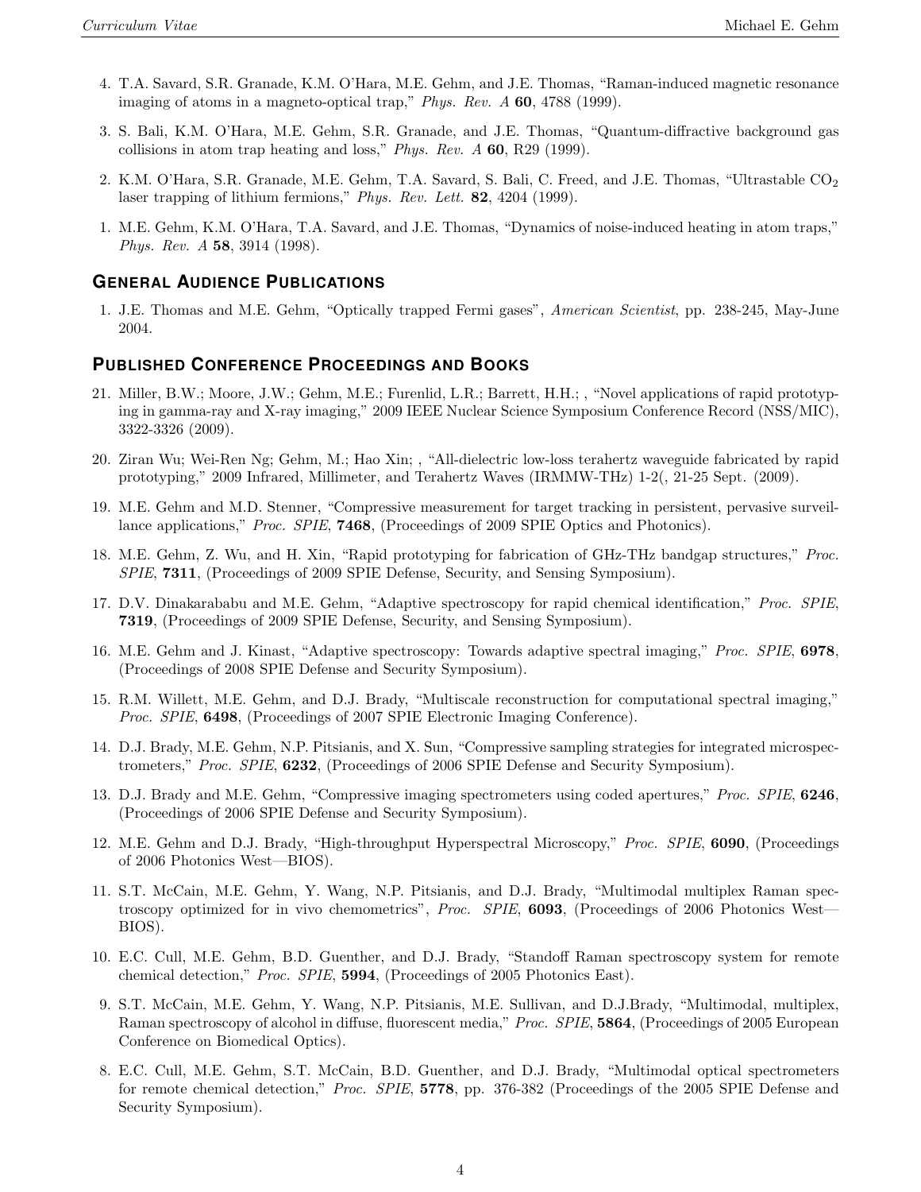4. T.A. Savard, S.R. Granade, K.M. O'Hara, M.E. Gehm, and J.E. Thomas, "Raman-induced magnetic resonance imaging of atoms in a magneto-optical trap," *Phys. Rev. A* **60**, 4788 (1999).

3. S. Bali, K.M. O'Hara, M.E. Gehm, S.R. Granade, and J.E. Thomas, "Quantum-diffractive background gas collisions in atom trap heating and loss," *Phys. Rev. A* **60**, R29 (1999).

2. K.M. O'Hara, S.R. Granade, M.E. Gehm, T.A. Savard, S. Bali, C. Freed, and J.E. Thomas, "Ultrastable $CO_2$ laser trapping of lithium fermions," *Phys. Rev. Lett.* **82**, 4204 (1999).

1. M.E. Gehm, K.M. O'Hara, T.A. Savard, and J.E. Thomas, "Dynamics of noise-induced heating in atom traps," *Phys. Rev. A* **58**, 3914 (1998).

## General Audience Publications

1. J.E. Thomas and M.E. Gehm, "Optically trapped Fermi gases", *American Scientist*, pp. 238-245, May-June 2004.

## Published Conference Proceedings and Books

21. Miller, B.W.; Moore, J.W.; Gehm, M.E.; Furenlid, L.R.; Barrett, H.H.; , "Novel applications of rapid prototyping in gamma-ray and X-ray imaging," 2009 IEEE Nuclear Science Symposium Conference Record (NSS/MIC), 3322-3326 (2009).

20. Ziran Wu; Wei-Ren Ng; Gehm, M.; Hao Xin; , "All-dielectric low-loss terahertz waveguide fabricated by rapid prototyping," 2009 Infrared, Millimeter, and Terahertz Waves (IRMMW-THz) 1-2(, 21-25 Sept. (2009).

19. M.E. Gehm and M.D. Stenner, "Compressive measurement for target tracking in persistent, pervasive surveillance applications," *Proc. SPIE*, **7468**, (Proceedings of 2009 SPIE Optics and Photonics).

18. M.E. Gehm, Z. Wu, and H. Xin, "Rapid prototyping for fabrication of GHz-THz bandgap structures," *Proc. SPIE*, **7311**, (Proceedings of 2009 SPIE Defense, Security, and Sensing Symposium).

17. D.V. Dinakarababu and M.E. Gehm, "Adaptive spectroscopy for rapid chemical identification," *Proc. SPIE*, **7319**, (Proceedings of 2009 SPIE Defense, Security, and Sensing Symposium).

16. M.E. Gehm and J. Kinast, "Adaptive spectroscopy: Towards adaptive spectral imaging," *Proc. SPIE*, **6978**, (Proceedings of 2008 SPIE Defense and Security Symposium).

15. R.M. Willett, M.E. Gehm, and D.J. Brady, "Multiscale reconstruction for computational spectral imaging," *Proc. SPIE*, **6498**, (Proceedings of 2007 SPIE Electronic Imaging Conference).

14. D.J. Brady, M.E. Gehm, N.P. Pitsianis, and X. Sun, "Compressive sampling strategies for integrated microspectrometers," *Proc. SPIE*, **6232**, (Proceedings of 2006 SPIE Defense and Security Symposium).

13. D.J. Brady and M.E. Gehm, "Compressive imaging spectrometers using coded apertures," *Proc. SPIE*, **6246**, (Proceedings of 2006 SPIE Defense and Security Symposium).

12. M.E. Gehm and D.J. Brady, "High-throughput Hyperspectral Microscopy," *Proc. SPIE*, **6090**, (Proceedings of 2006 Photonics West—BIOS).

11. S.T. McCain, M.E. Gehm, Y. Wang, N.P. Pitsianis, and D.J. Brady, "Multimodal multiplex Raman spectroscopy optimized for in vivo chemometrics", *Proc. SPIE*, **6093**, (Proceedings of 2006 Photonics West—BIOS).

10. E.C. Cull, M.E. Gehm, B.D. Guenther, and D.J. Brady, "Standoff Raman spectroscopy system for remote chemical detection," *Proc. SPIE*, **5994**, (Proceedings of 2005 Photonics East).

9. S.T. McCain, M.E. Gehm, Y. Wang, N.P. Pitsianis, M.E. Sullivan, and D.J.Brady, "Multimodal, multiplex, Raman spectroscopy of alcohol in diffuse, fluorescent media," *Proc. SPIE*, **5864**, (Proceedings of 2005 European Conference on Biomedical Optics).

8. E.C. Cull, M.E. Gehm, S.T. McCain, B.D. Guenther, and D.J. Brady, "Multimodal optical spectrometers for remote chemical detection," *Proc. SPIE*, **5778**, pp. 376-382 (Proceedings of the 2005 SPIE Defense and Security Symposium).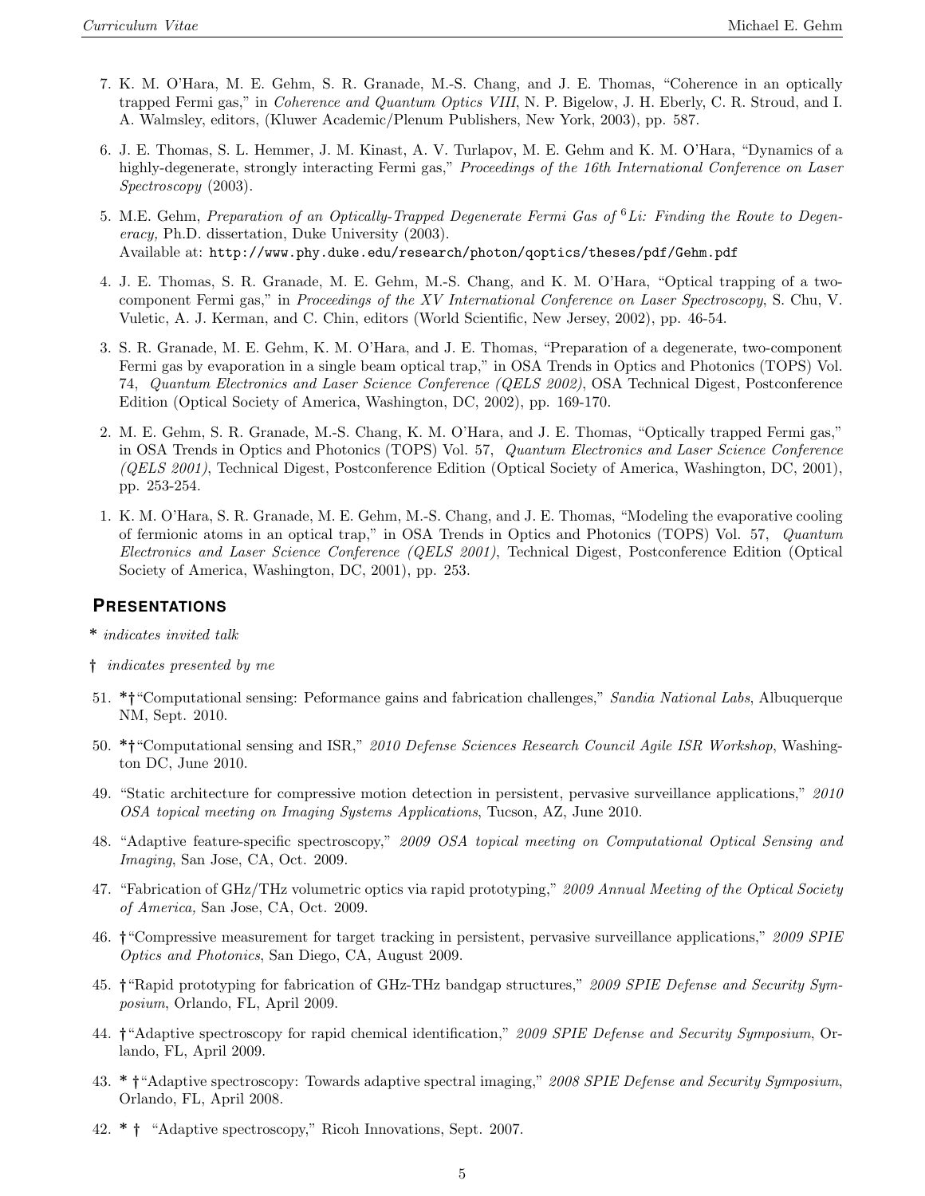7. K. M. O'Hara, M. E. Gehm, S. R. Granade, M.-S. Chang, and J. E. Thomas, "Coherence in an optically trapped Fermi gas," in *Coherence and Quantum Optics VIII*, N. P. Bigelow, J. H. Eberly, C. R. Stroud, and I. A. Walmsley, editors, (Kluwer Academic/Plenum Publishers, New York, 2003), pp. 587.

6. J. E. Thomas, S. L. Hemmer, J. M. Kinast, A. V. Turlapov, M. E. Gehm and K. M. O'Hara, "Dynamics of a highly-degenerate, strongly interacting Fermi gas," *Proceedings of the 16th International Conference on Laser Spectroscopy* (2003).

5. M.E. Gehm, *Preparation of an Optically-Trapped Degenerate Fermi Gas of $^6$Li: Finding the Route to Degeneracy,* Ph.D. dissertation, Duke University (2003).
   Available at: `http://www.phy.duke.edu/research/photon/qoptics/theses/pdf/Gehm.pdf`

4. J. E. Thomas, S. R. Granade, M. E. Gehm, M.-S. Chang, and K. M. O'Hara, "Optical trapping of a two-component Fermi gas," in *Proceedings of the XV International Conference on Laser Spectroscopy*, S. Chu, V. Vuletic, A. J. Kerman, and C. Chin, editors (World Scientific, New Jersey, 2002), pp. 46-54.

3. S. R. Granade, M. E. Gehm, K. M. O'Hara, and J. E. Thomas, "Preparation of a degenerate, two-component Fermi gas by evaporation in a single beam optical trap," in OSA Trends in Optics and Photonics (TOPS) Vol. 74, *Quantum Electronics and Laser Science Conference (QELS 2002)*, OSA Technical Digest, Postconference Edition (Optical Society of America, Washington, DC, 2002), pp. 169-170.

2. M. E. Gehm, S. R. Granade, M.-S. Chang, K. M. O'Hara, and J. E. Thomas, "Optically trapped Fermi gas," in OSA Trends in Optics and Photonics (TOPS) Vol. 57, *Quantum Electronics and Laser Science Conference (QELS 2001)*, Technical Digest, Postconference Edition (Optical Society of America, Washington, DC, 2001), pp. 253-254.

1. K. M. O'Hara, S. R. Granade, M. E. Gehm, M.-S. Chang, and J. E. Thomas, "Modeling the evaporative cooling of fermionic atoms in an optical trap," in OSA Trends in Optics and Photonics (TOPS) Vol. 57, *Quantum Electronics and Laser Science Conference (QELS 2001)*, Technical Digest, Postconference Edition (Optical Society of America, Washington, DC, 2001), pp. 253.

## Presentations

**\*** *indicates invited talk*

**†** *indicates presented by me*

51. **\*†**"Computational sensing: Peformance gains and fabrication challenges," *Sandia National Labs*, Albuquerque NM, Sept. 2010.

50. **\*†**"Computational sensing and ISR," *2010 Defense Sciences Research Council Agile ISR Workshop*, Washington DC, June 2010.

49. "Static architecture for compressive motion detection in persistent, pervasive surveillance applications," *2010 OSA topical meeting on Imaging Systems Applications*, Tucson, AZ, June 2010.

48. "Adaptive feature-specific spectroscopy," *2009 OSA topical meeting on Computational Optical Sensing and Imaging*, San Jose, CA, Oct. 2009.

47. "Fabrication of GHz/THz volumetric optics via rapid prototyping," *2009 Annual Meeting of the Optical Society of America,* San Jose, CA, Oct. 2009.

46. **†**"Compressive measurement for target tracking in persistent, pervasive surveillance applications," *2009 SPIE Optics and Photonics*, San Diego, CA, August 2009.

45. **†**"Rapid prototyping for fabrication of GHz-THz bandgap structures," *2009 SPIE Defense and Security Symposium*, Orlando, FL, April 2009.

44. **†**"Adaptive spectroscopy for rapid chemical identification," *2009 SPIE Defense and Security Symposium*, Orlando, FL, April 2009.

43. **\* †**"Adaptive spectroscopy: Towards adaptive spectral imaging," *2008 SPIE Defense and Security Symposium*, Orlando, FL, April 2008.

42. **\* †** "Adaptive spectroscopy," Ricoh Innovations, Sept. 2007.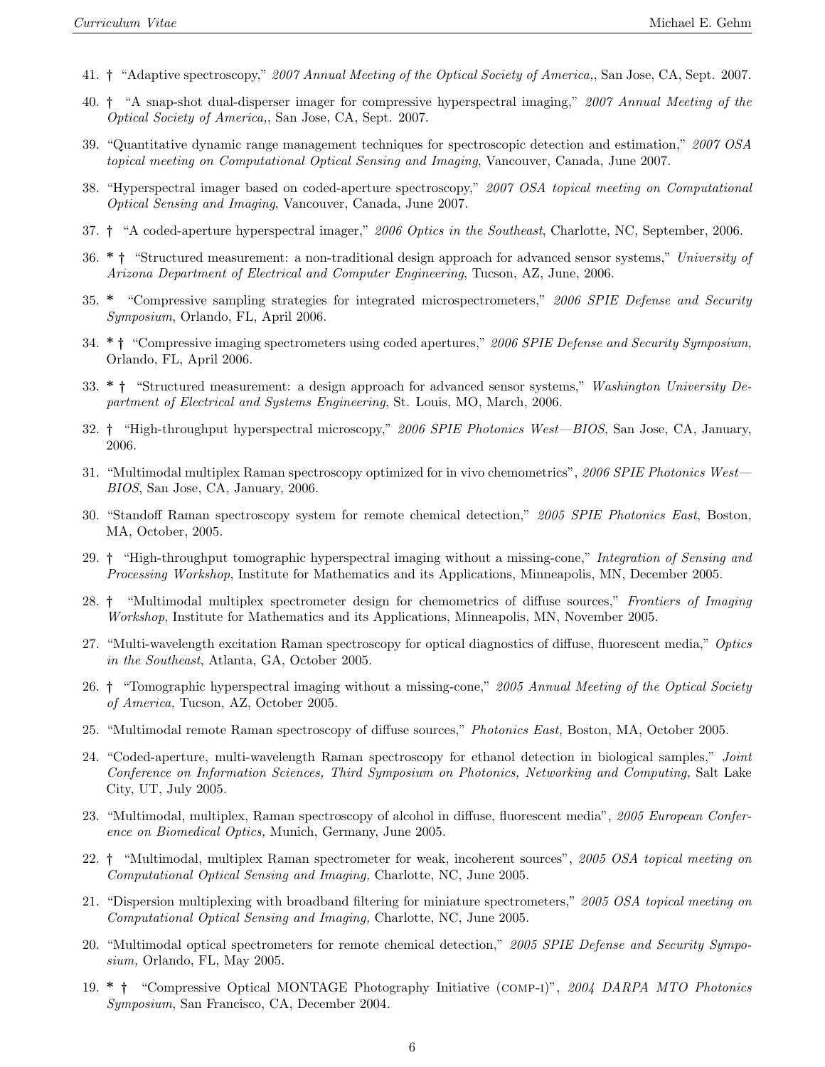41. **†** "Adaptive spectroscopy," *2007 Annual Meeting of the Optical Society of America,*, San Jose, CA, Sept. 2007.

40. **†** "A snap-shot dual-disperser imager for compressive hyperspectral imaging," *2007 Annual Meeting of the Optical Society of America,*, San Jose, CA, Sept. 2007.

39. "Quantitative dynamic range management techniques for spectroscopic detection and estimation," *2007 OSA topical meeting on Computational Optical Sensing and Imaging*, Vancouver, Canada, June 2007.

38. "Hyperspectral imager based on coded-aperture spectroscopy," *2007 OSA topical meeting on Computational Optical Sensing and Imaging*, Vancouver, Canada, June 2007.

37. **†** "A coded-aperture hyperspectral imager," *2006 Optics in the Southeast*, Charlotte, NC, September, 2006.

36. **\* †** "Structured measurement: a non-traditional design approach for advanced sensor systems," *University of Arizona Department of Electrical and Computer Engineering*, Tucson, AZ, June, 2006.

35. **\*** "Compressive sampling strategies for integrated microspectrometers," *2006 SPIE Defense and Security Symposium*, Orlando, FL, April 2006.

34. **\* †** "Compressive imaging spectrometers using coded apertures," *2006 SPIE Defense and Security Symposium*, Orlando, FL, April 2006.

33. **\* †** "Structured measurement: a design approach for advanced sensor systems," *Washington University Department of Electrical and Systems Engineering*, St. Louis, MO, March, 2006.

32. **†** "High-throughput hyperspectral microscopy," *2006 SPIE Photonics West—BIOS*, San Jose, CA, January, 2006.

31. "Multimodal multiplex Raman spectroscopy optimized for in vivo chemometrics", *2006 SPIE Photonics West—BIOS*, San Jose, CA, January, 2006.

30. "Standoff Raman spectroscopy system for remote chemical detection," *2005 SPIE Photonics East*, Boston, MA, October, 2005.

29. **†** "High-throughput tomographic hyperspectral imaging without a missing-cone," *Integration of Sensing and Processing Workshop*, Institute for Mathematics and its Applications, Minneapolis, MN, December 2005.

28. **†** "Multimodal multiplex spectrometer design for chemometrics of diffuse sources," *Frontiers of Imaging Workshop*, Institute for Mathematics and its Applications, Minneapolis, MN, November 2005.

27. "Multi-wavelength excitation Raman spectroscopy for optical diagnostics of diffuse, fluorescent media," *Optics in the Southeast*, Atlanta, GA, October 2005.

26. **†** "Tomographic hyperspectral imaging without a missing-cone," *2005 Annual Meeting of the Optical Society of America,* Tucson, AZ, October 2005.

25. "Multimodal remote Raman spectroscopy of diffuse sources," *Photonics East,* Boston, MA, October 2005.

24. "Coded-aperture, multi-wavelength Raman spectroscopy for ethanol detection in biological samples," *Joint Conference on Information Sciences, Third Symposium on Photonics, Networking and Computing,* Salt Lake City, UT, July 2005.

23. "Multimodal, multiplex, Raman spectroscopy of alcohol in diffuse, fluorescent media", *2005 European Conference on Biomedical Optics,* Munich, Germany, June 2005.

22. **†** "Multimodal, multiplex Raman spectrometer for weak, incoherent sources", *2005 OSA topical meeting on Computational Optical Sensing and Imaging,* Charlotte, NC, June 2005.

21. "Dispersion multiplexing with broadband filtering for miniature spectrometers," *2005 OSA topical meeting on Computational Optical Sensing and Imaging,* Charlotte, NC, June 2005.

20. "Multimodal optical spectrometers for remote chemical detection," *2005 SPIE Defense and Security Symposium,* Orlando, FL, May 2005.

19. **\* †** "Compressive Optical MONTAGE Photography Initiative (COMP-I)", *2004 DARPA MTO Photonics Symposium*, San Francisco, CA, December 2004.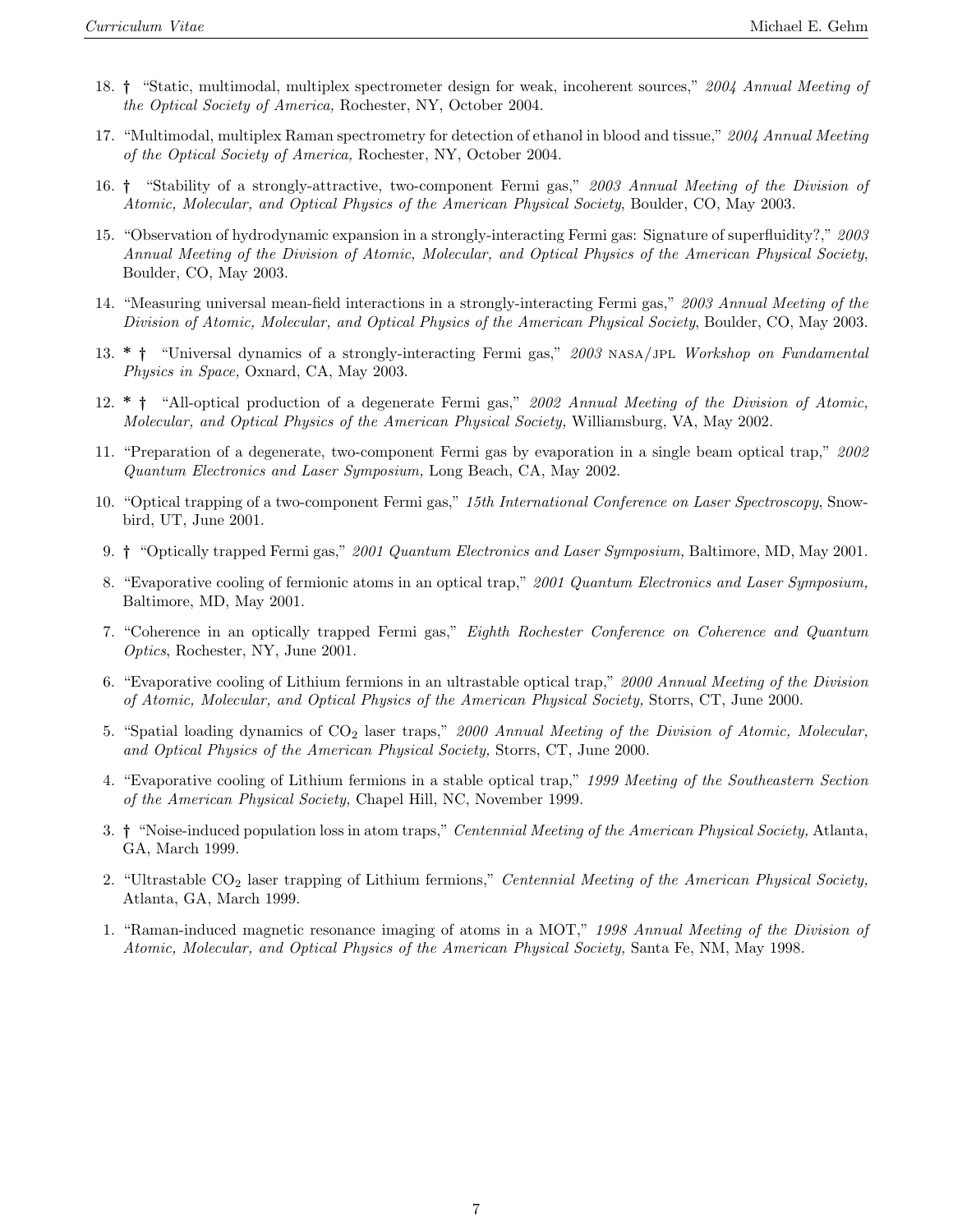18. **†** "Static, multimodal, multiplex spectrometer design for weak, incoherent sources," *2004 Annual Meeting of the Optical Society of America,* Rochester, NY, October 2004.

17. "Multimodal, multiplex Raman spectrometry for detection of ethanol in blood and tissue," *2004 Annual Meeting of the Optical Society of America,* Rochester, NY, October 2004.

16. **†** "Stability of a strongly-attractive, two-component Fermi gas," *2003 Annual Meeting of the Division of Atomic, Molecular, and Optical Physics of the American Physical Society*, Boulder, CO, May 2003.

15. "Observation of hydrodynamic expansion in a strongly-interacting Fermi gas: Signature of superfluidity?," *2003 Annual Meeting of the Division of Atomic, Molecular, and Optical Physics of the American Physical Society*, Boulder, CO, May 2003.

14. "Measuring universal mean-field interactions in a strongly-interacting Fermi gas," *2003 Annual Meeting of the Division of Atomic, Molecular, and Optical Physics of the American Physical Society*, Boulder, CO, May 2003.

13. **\* †** "Universal dynamics of a strongly-interacting Fermi gas," *2003* NASA/JPL *Workshop on Fundamental Physics in Space,* Oxnard, CA, May 2003.

12. **\* †** "All-optical production of a degenerate Fermi gas," *2002 Annual Meeting of the Division of Atomic, Molecular, and Optical Physics of the American Physical Society,* Williamsburg, VA, May 2002.

11. "Preparation of a degenerate, two-component Fermi gas by evaporation in a single beam optical trap," *2002 Quantum Electronics and Laser Symposium,* Long Beach, CA, May 2002.

10. "Optical trapping of a two-component Fermi gas," *15th International Conference on Laser Spectroscopy*, Snowbird, UT, June 2001.

9. **†** "Optically trapped Fermi gas," *2001 Quantum Electronics and Laser Symposium,* Baltimore, MD, May 2001.

8. "Evaporative cooling of fermionic atoms in an optical trap," *2001 Quantum Electronics and Laser Symposium,* Baltimore, MD, May 2001.

7. "Coherence in an optically trapped Fermi gas," *Eighth Rochester Conference on Coherence and Quantum Optics*, Rochester, NY, June 2001.

6. "Evaporative cooling of Lithium fermions in an ultrastable optical trap," *2000 Annual Meeting of the Division of Atomic, Molecular, and Optical Physics of the American Physical Society,* Storrs, CT, June 2000.

5. "Spatial loading dynamics of $CO_2$ laser traps," *2000 Annual Meeting of the Division of Atomic, Molecular, and Optical Physics of the American Physical Society,* Storrs, CT, June 2000.

4. "Evaporative cooling of Lithium fermions in a stable optical trap," *1999 Meeting of the Southeastern Section of the American Physical Society,* Chapel Hill, NC, November 1999.

3. **†** "Noise-induced population loss in atom traps," *Centennial Meeting of the American Physical Society,* Atlanta, GA, March 1999.

2. "Ultrastable $CO_2$ laser trapping of Lithium fermions," *Centennial Meeting of the American Physical Society,* Atlanta, GA, March 1999.

1. "Raman-induced magnetic resonance imaging of atoms in a MOT," *1998 Annual Meeting of the Division of Atomic, Molecular, and Optical Physics of the American Physical Society,* Santa Fe, NM, May 1998.